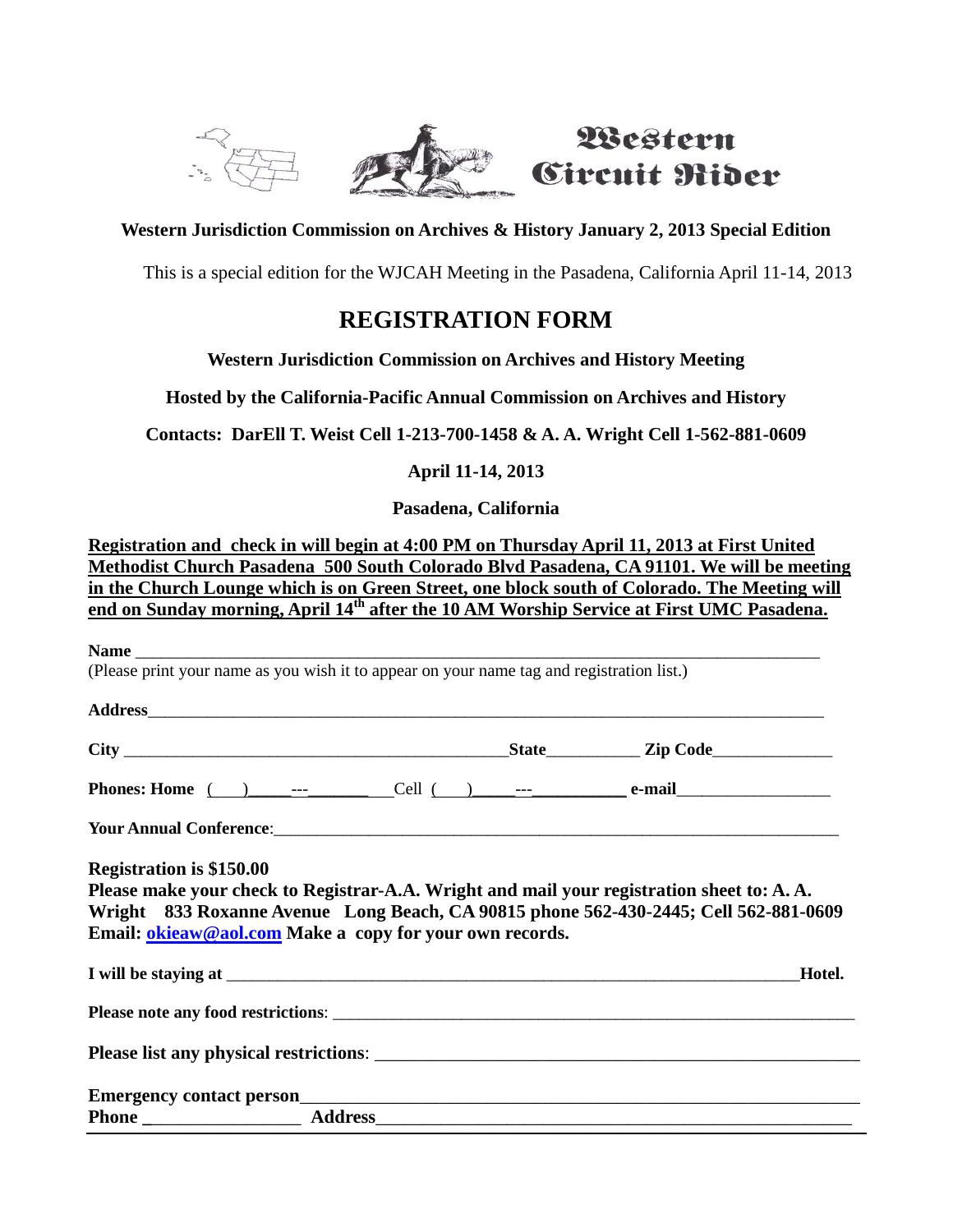# Western Circuit Rider

**Western Jurisdiction Commission on Archives & History January 2, 2013 Special Edition**

This is a special edition for the WJCAH Meeting in the Pasadena, California April 11-14, 2013

## REGISTRATION FORM

**Western Jurisdiction Commission on Archives and History Meeting**

**Hosted by the California-Pacific Annual Commission on Archives and History**

**Contacts: DarEll T. Weist Cell 1-213-700-1458 & A. A. Wright Cell 1-562-881-0609**

**April 11-14, 2013**

**Pasadena, California**

**Registration and check in will begin at 4:00 PM on Thursday April 11, 2013 at First United Methodist Church Pasadena 500 South Colorado Blvd Pasadena, CA 91101. We will be meeting in the Church Lounge which is on Green Street, one block south of Colorado. The Meeting will end on Sunday morning, April 14th after the 10 AM Worship Service at First UMC Pasadena.**

**Name** ___________________________________________________________________________

(Please print your name as you wish it to appear on your name tag and registration list.)

**Address**___________________________________________________________________________

**City** ____________________________________________**State**__________ **Zip Code**_____________

**Phones: Home** (___)_____---________ Cell (___)_____---___________ **e-mail**_________________

**Your Annual Conference**:_____________________________________________________________

**Registration is $150.00**
**Please make your check to Registrar-A.A. Wright and mail your registration sheet to: A. A. Wright 833 Roxanne Avenue Long Beach, CA 90815 phone 562-430-2445; Cell 562-881-0609 Email: okieaw@aol.com Make a copy for your own records.**

**I will be staying at** _______________________________________________________________**Hotel.**

**Please note any food restrictions**: ______________________________________________________

**Please list any physical restrictions**: ____________________________________________________

**Emergency contact person**____________________________________________________________
**Phone** ________________ **Address**_____________________________________________________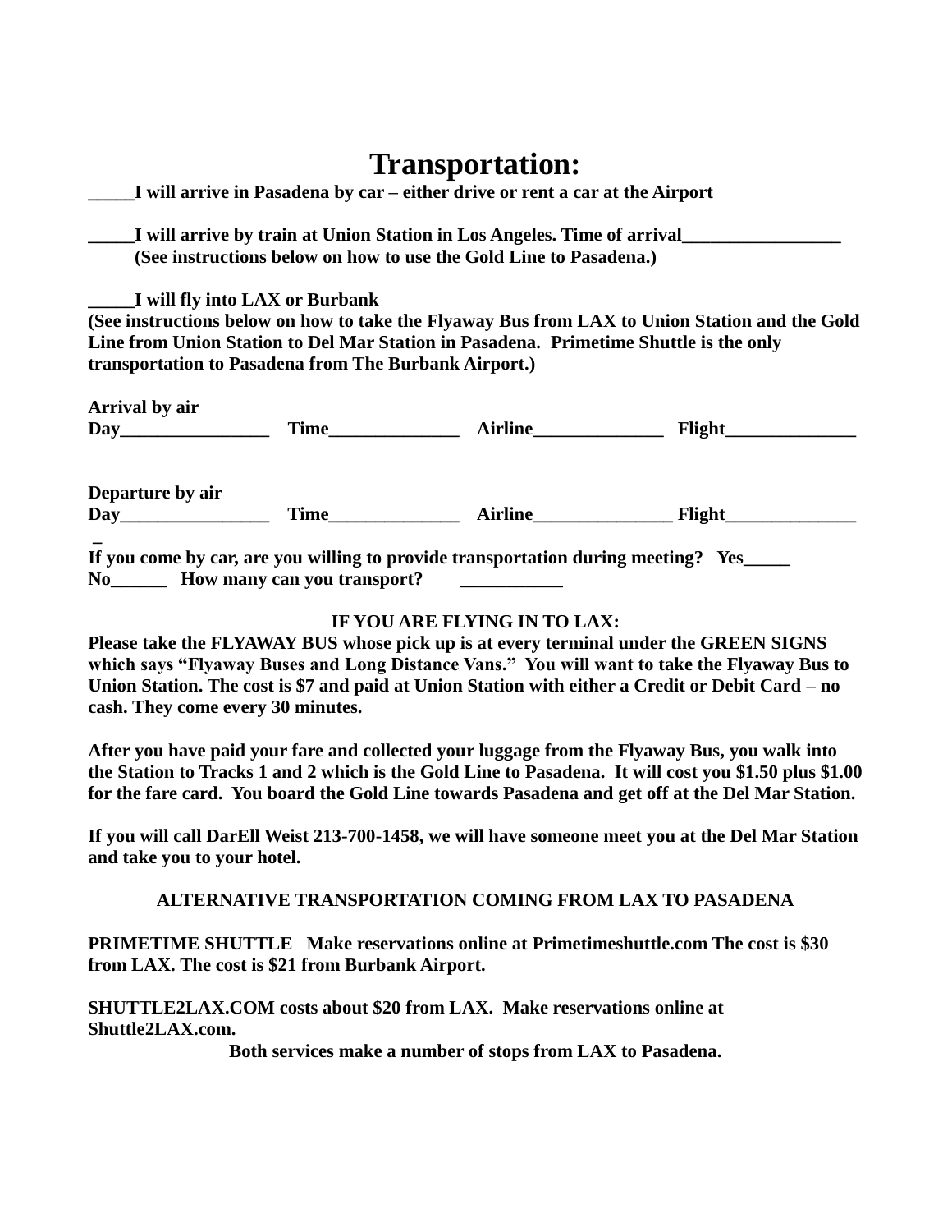# Transportation:

**_____I will arrive in Pasadena by car – either drive or rent a car at the Airport**

**_____I will arrive by train at Union Station in Los Angeles. Time of arrival_________________**
**(See instructions below on how to use the Gold Line to Pasadena.)**

**_____I will fly into LAX or Burbank**
**(See instructions below on how to take the Flyaway Bus from LAX to Union Station and the Gold Line from Union Station to Del Mar Station in Pasadena. Primetime Shuttle is the only transportation to Pasadena from The Burbank Airport.)**

**Arrival by air**
**Day________________ Time______________ Airline______________ Flight______________**

**Departure by air**
**Day________________ Time______________ Airline_______________ Flight______________**
**_**

**If you come by car, are you willing to provide transportation during meeting? Yes_____ No______ How many can you transport? ___________**

**IF YOU ARE FLYING IN TO LAX:**

**Please take the FLYAWAY BUS whose pick up is at every terminal under the GREEN SIGNS which says "Flyaway Buses and Long Distance Vans." You will want to take the Flyaway Bus to Union Station. The cost is $7 and paid at Union Station with either a Credit or Debit Card – no cash. They come every 30 minutes.**

**After you have paid your fare and collected your luggage from the Flyaway Bus, you walk into the Station to Tracks 1 and 2 which is the Gold Line to Pasadena. It will cost you $1.50 plus $1.00 for the fare card. You board the Gold Line towards Pasadena and get off at the Del Mar Station.**

**If you will call DarEll Weist 213-700-1458, we will have someone meet you at the Del Mar Station and take you to your hotel.**

**ALTERNATIVE TRANSPORTATION COMING FROM LAX TO PASADENA**

**PRIMETIME SHUTTLE Make reservations online at Primetimeshuttle.com The cost is $30 from LAX. The cost is $21 from Burbank Airport.**

**SHUTTLE2LAX.COM costs about $20 from LAX. Make reservations online at Shuttle2LAX.com.**

**Both services make a number of stops from LAX to Pasadena.**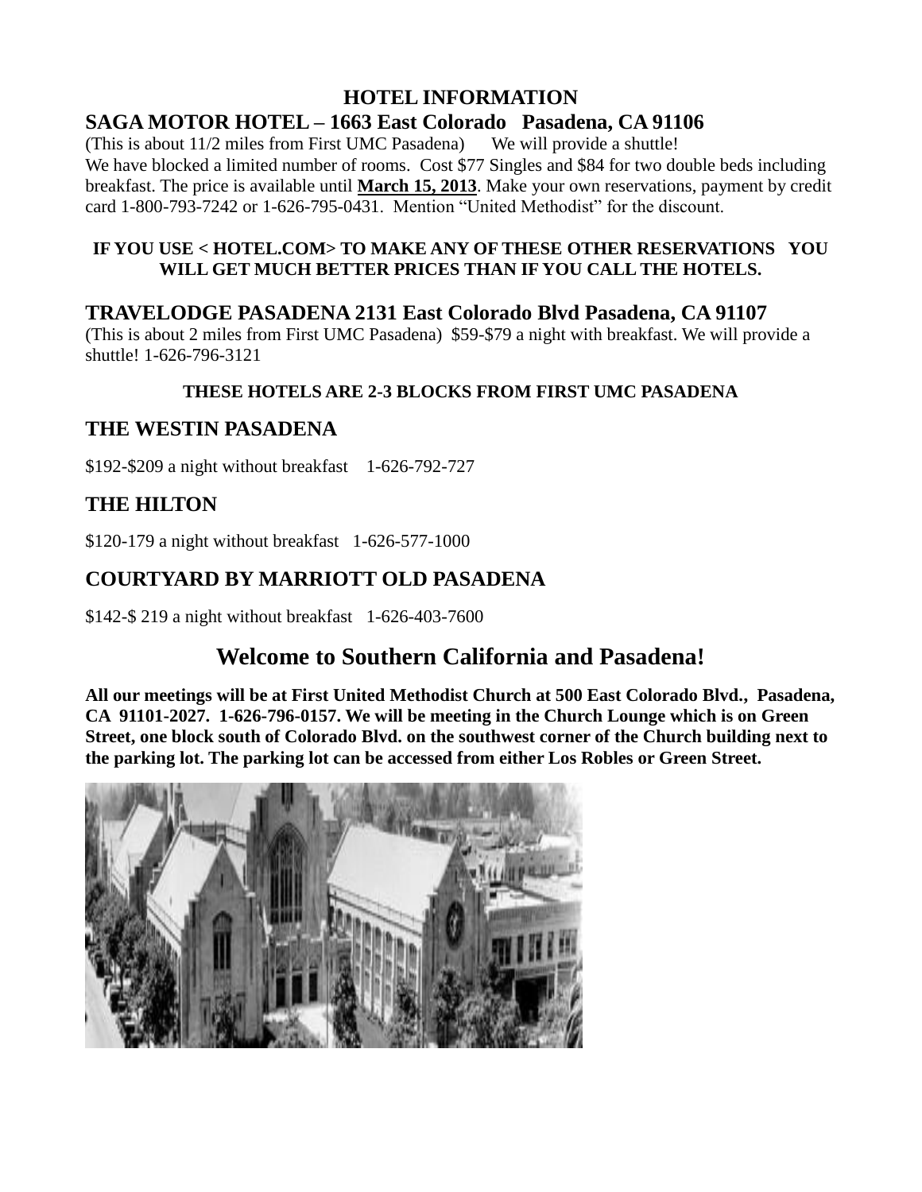# HOTEL INFORMATION

## SAGA MOTOR HOTEL – 1663 East Colorado Pasadena, CA 91106

(This is about 11/2 miles from First UMC Pasadena) We will provide a shuttle!
We have blocked a limited number of rooms. Cost $77 Singles and $84 for two double beds including breakfast. The price is available until **March 15, 2013**. Make your own reservations, payment by credit card 1-800-793-7242 or 1-626-795-0431. Mention "United Methodist" for the discount.

**IF YOU USE < HOTEL.COM> TO MAKE ANY OF THESE OTHER RESERVATIONS YOU WILL GET MUCH BETTER PRICES THAN IF YOU CALL THE HOTELS.**

## TRAVELODGE PASADENA 2131 East Colorado Blvd Pasadena, CA 91107

(This is about 2 miles from First UMC Pasadena) $59-$79 a night with breakfast. We will provide a shuttle! 1-626-796-3121

**THESE HOTELS ARE 2-3 BLOCKS FROM FIRST UMC PASADENA**

## THE WESTIN PASADENA

$192-$209 a night without breakfast 1-626-792-727

## THE HILTON

$120-179 a night without breakfast 1-626-577-1000

## COURTYARD BY MARRIOTT OLD PASADENA

$142-$ 219 a night without breakfast 1-626-403-7600

# Welcome to Southern California and Pasadena!

**All our meetings will be at First United Methodist Church at 500 East Colorado Blvd., Pasadena, CA 91101-2027. 1-626-796-0157. We will be meeting in the Church Lounge which is on Green Street, one block south of Colorado Blvd. on the southwest corner of the Church building next to the parking lot. The parking lot can be accessed from either Los Robles or Green Street.**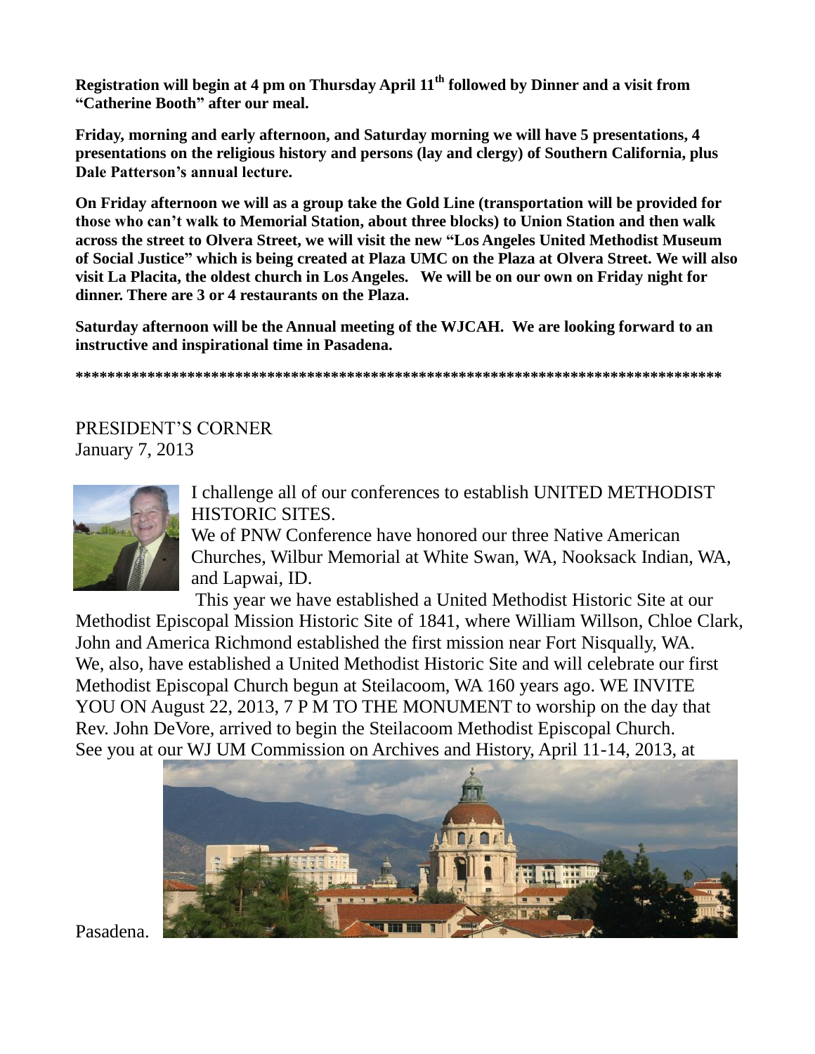**Registration will begin at 4 pm on Thursday April 11th followed by Dinner and a visit from "Catherine Booth" after our meal.**

**Friday, morning and early afternoon, and Saturday morning we will have 5 presentations, 4 presentations on the religious history and persons (lay and clergy) of Southern California, plus Dale Patterson's annual lecture.**

**On Friday afternoon we will as a group take the Gold Line (transportation will be provided for those who can't walk to Memorial Station, about three blocks) to Union Station and then walk across the street to Olvera Street, we will visit the new "Los Angeles United Methodist Museum of Social Justice" which is being created at Plaza UMC on the Plaza at Olvera Street. We will also visit La Placita, the oldest church in Los Angeles. We will be on our own on Friday night for dinner. There are 3 or 4 restaurants on the Plaza.**

**Saturday afternoon will be the Annual meeting of the WJCAH. We are looking forward to an instructive and inspirational time in Pasadena.**

**\*\*\*\*\*\*\*\*\*\*\*\*\*\*\*\*\*\*\*\*\*\*\*\*\*\*\*\*\*\*\*\*\*\*\*\*\*\*\*\*\*\*\*\*\*\*\*\*\*\*\*\*\*\*\*\*\*\*\*\*\*\*\*\*\*\*\*\*\*\*\*\*\*\*\*\*\*\*\*\***

PRESIDENT'S CORNER
January 7, 2013

I challenge all of our conferences to establish UNITED METHODIST HISTORIC SITES.

We of PNW Conference have honored our three Native American Churches, Wilbur Memorial at White Swan, WA, Nooksack Indian, WA, and Lapwai, ID.

This year we have established a United Methodist Historic Site at our Methodist Episcopal Mission Historic Site of 1841, where William Willson, Chloe Clark, John and America Richmond established the first mission near Fort Nisqually, WA. We, also, have established a United Methodist Historic Site and will celebrate our first Methodist Episcopal Church begun at Steilacoom, WA 160 years ago. WE INVITE YOU ON August 22, 2013, 7 P M TO THE MONUMENT to worship on the day that Rev. John DeVore, arrived to begin the Steilacoom Methodist Episcopal Church. See you at our WJ UM Commission on Archives and History, April 11-14, 2013, at Pasadena.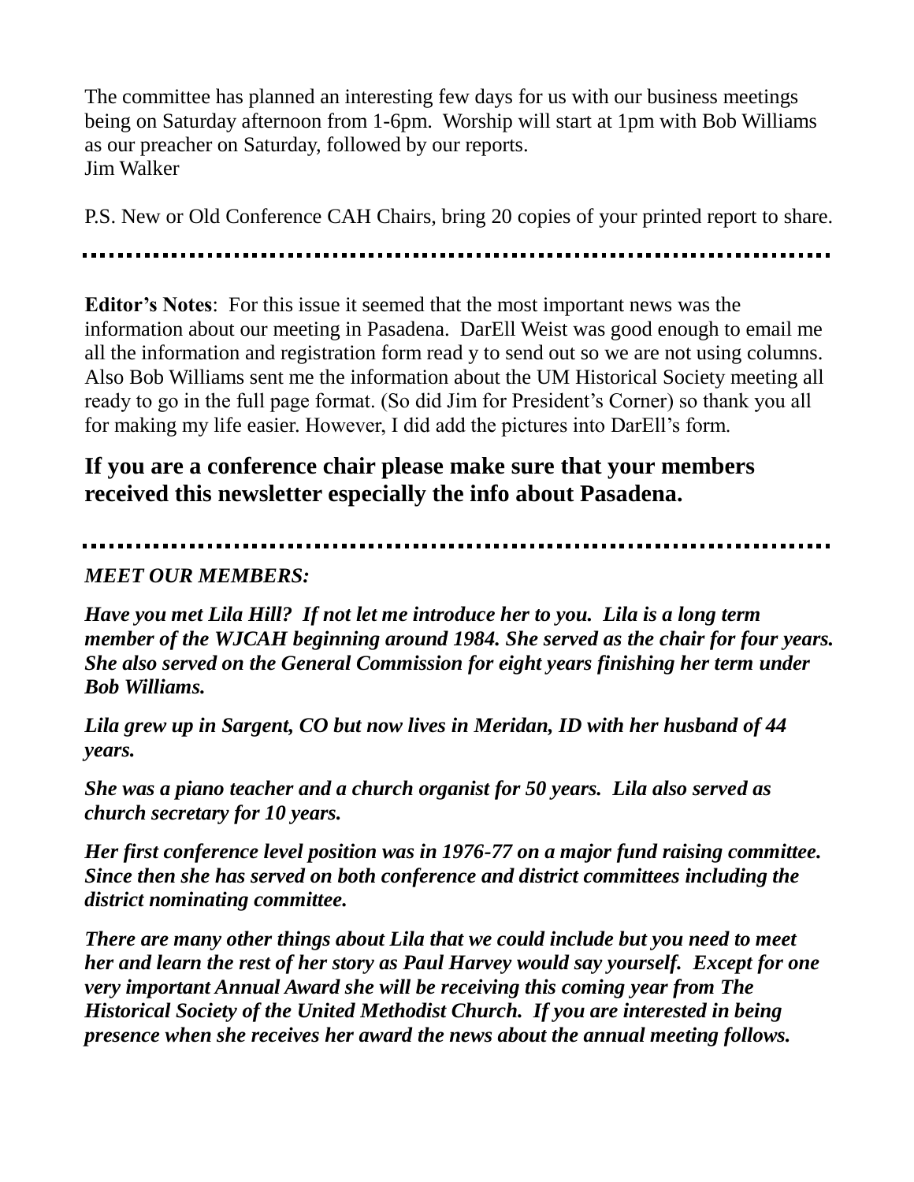The committee has planned an interesting few days for us with our business meetings being on Saturday afternoon from 1-6pm. Worship will start at 1pm with Bob Williams as our preacher on Saturday, followed by our reports.
Jim Walker

P.S. New or Old Conference CAH Chairs, bring 20 copies of your printed report to share.

---

**Editor's Notes**: For this issue it seemed that the most important news was the information about our meeting in Pasadena. DarEll Weist was good enough to email me all the information and registration form read y to send out so we are not using columns. Also Bob Williams sent me the information about the UM Historical Society meeting all ready to go in the full page format. (So did Jim for President's Corner) so thank you all for making my life easier. However, I did add the pictures into DarEll's form.

**If you are a conference chair please make sure that your members received this newsletter especially the info about Pasadena.**

---

***MEET OUR MEMBERS:***

***Have you met Lila Hill? If not let me introduce her to you. Lila is a long term member of the WJCAH beginning around 1984. She served as the chair for four years. She also served on the General Commission for eight years finishing her term under Bob Williams.***

***Lila grew up in Sargent, CO but now lives in Meridan, ID with her husband of 44 years.***

***She was a piano teacher and a church organist for 50 years. Lila also served as church secretary for 10 years.***

***Her first conference level position was in 1976-77 on a major fund raising committee. Since then she has served on both conference and district committees including the district nominating committee.***

***There are many other things about Lila that we could include but you need to meet her and learn the rest of her story as Paul Harvey would say yourself. Except for one very important Annual Award she will be receiving this coming year from The Historical Society of the United Methodist Church. If you are interested in being presence when she receives her award the news about the annual meeting follows.***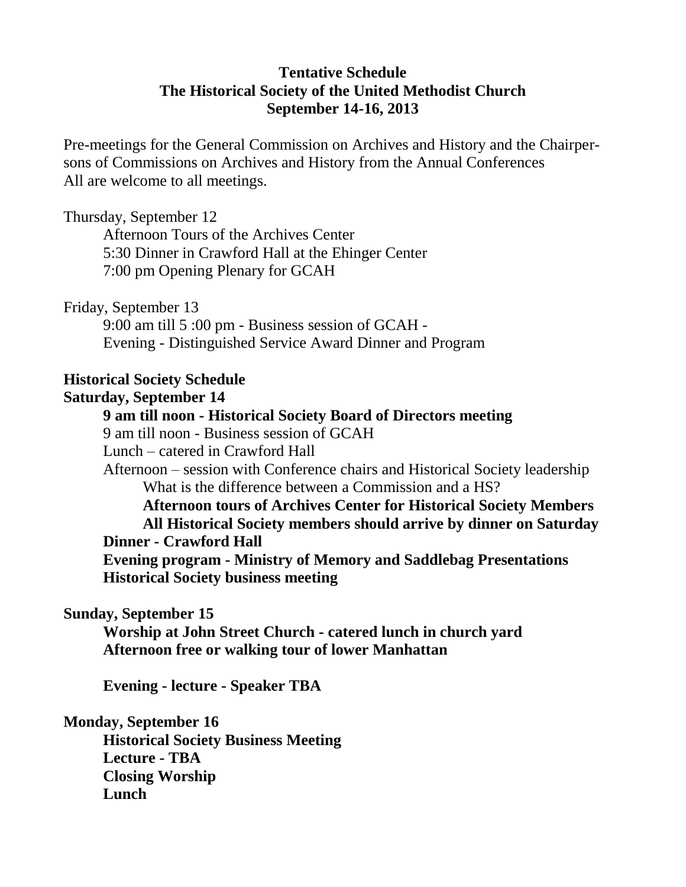**Tentative Schedule**
**The Historical Society of the United Methodist Church**
**September 14-16, 2013**

Pre-meetings for the General Commission on Archives and History and the Chairpersons of Commissions on Archives and History from the Annual Conferences
All are welcome to all meetings.

Thursday, September 12

- Afternoon Tours of the Archives Center
- 5:30 Dinner in Crawford Hall at the Ehinger Center
- 7:00 pm Opening Plenary for GCAH

Friday, September 13

- 9:00 am till 5 :00 pm - Business session of GCAH -
- Evening - Distinguished Service Award Dinner and Program

**Historical Society Schedule**
**Saturday, September 14**

- **9 am till noon - Historical Society Board of Directors meeting**
- 9 am till noon - Business session of GCAH
- Lunch – catered in Crawford Hall
- Afternoon – session with Conference chairs and Historical Society leadership
  - What is the difference between a Commission and a HS?
  - **Afternoon tours of Archives Center for Historical Society Members**
  - **All Historical Society members should arrive by dinner on Saturday**
- **Dinner - Crawford Hall**
- **Evening program - Ministry of Memory and Saddlebag Presentations**
- **Historical Society business meeting**

**Sunday, September 15**

- **Worship at John Street Church - catered lunch in church yard**
- **Afternoon free or walking tour of lower Manhattan**
- **Evening - lecture - Speaker TBA**

**Monday, September 16**

- **Historical Society Business Meeting**
- **Lecture - TBA**
- **Closing Worship**
- **Lunch**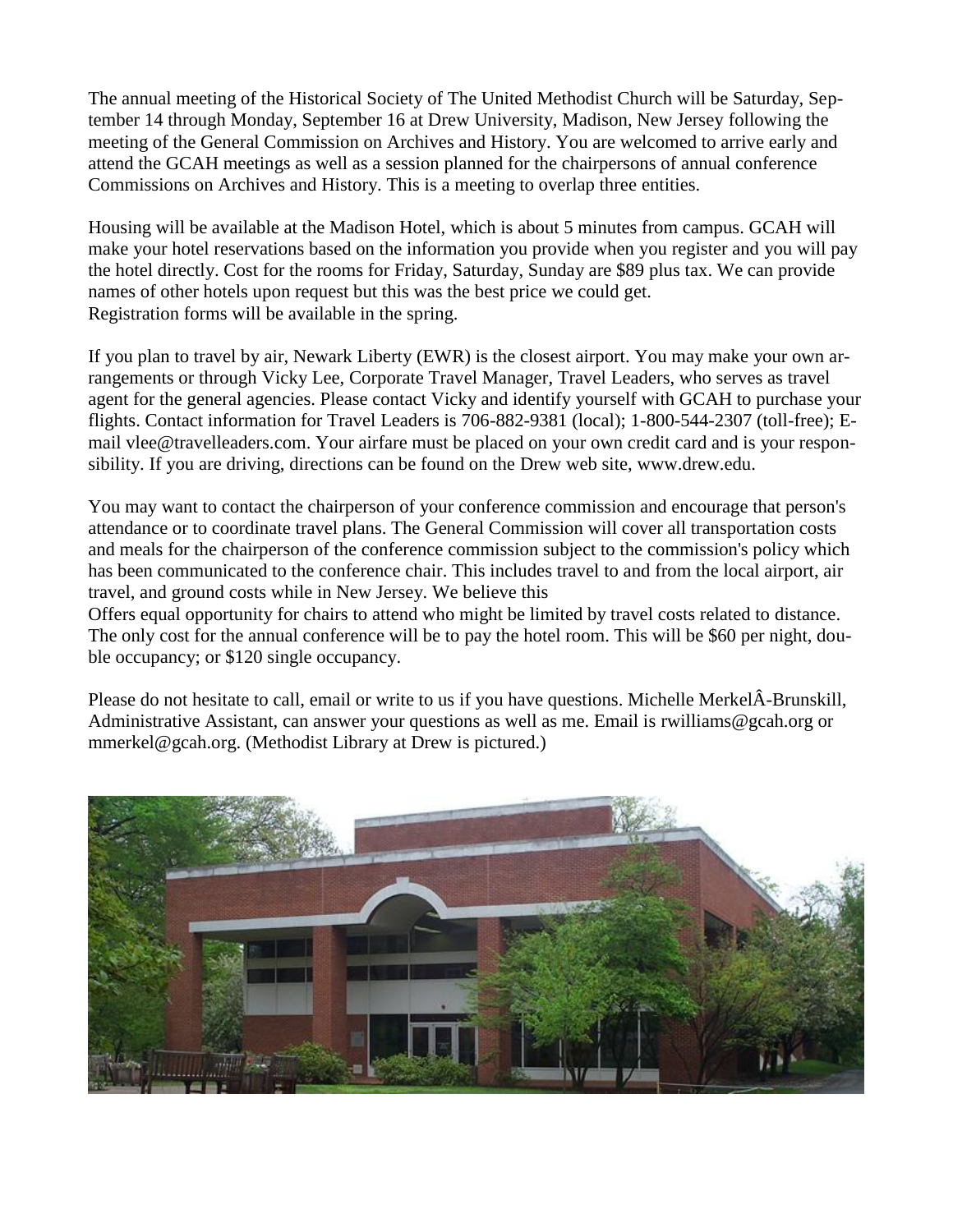The annual meeting of the Historical Society of The United Methodist Church will be Saturday, September 14 through Monday, September 16 at Drew University, Madison, New Jersey following the meeting of the General Commission on Archives and History. You are welcomed to arrive early and attend the GCAH meetings as well as a session planned for the chairpersons of annual conference Commissions on Archives and History. This is a meeting to overlap three entities.

Housing will be available at the Madison Hotel, which is about 5 minutes from campus. GCAH will make your hotel reservations based on the information you provide when you register and you will pay the hotel directly. Cost for the rooms for Friday, Saturday, Sunday are $89 plus tax. We can provide names of other hotels upon request but this was the best price we could get.
Registration forms will be available in the spring.

If you plan to travel by air, Newark Liberty (EWR) is the closest airport. You may make your own arrangements or through Vicky Lee, Corporate Travel Manager, Travel Leaders, who serves as travel agent for the general agencies. Please contact Vicky and identify yourself with GCAH to purchase your flights. Contact information for Travel Leaders is 706-882-9381 (local); 1-800-544-2307 (toll-free); E-mail vlee@travelleaders.com. Your airfare must be placed on your own credit card and is your responsibility. If you are driving, directions can be found on the Drew web site, www.drew.edu.

You may want to contact the chairperson of your conference commission and encourage that person's attendance or to coordinate travel plans. The General Commission will cover all transportation costs and meals for the chairperson of the conference commission subject to the commission's policy which has been communicated to the conference chair. This includes travel to and from the local airport, air travel, and ground costs while in New Jersey. We believe this
Offers equal opportunity for chairs to attend who might be limited by travel costs related to distance. The only cost for the annual conference will be to pay the hotel room. This will be $60 per night, double occupancy; or $120 single occupancy.

Please do not hesitate to call, email or write to us if you have questions. Michelle MerkelÂ-Brunskill, Administrative Assistant, can answer your questions as well as me. Email is rwilliams@gcah.org or mmerkel@gcah.org. (Methodist Library at Drew is pictured.)